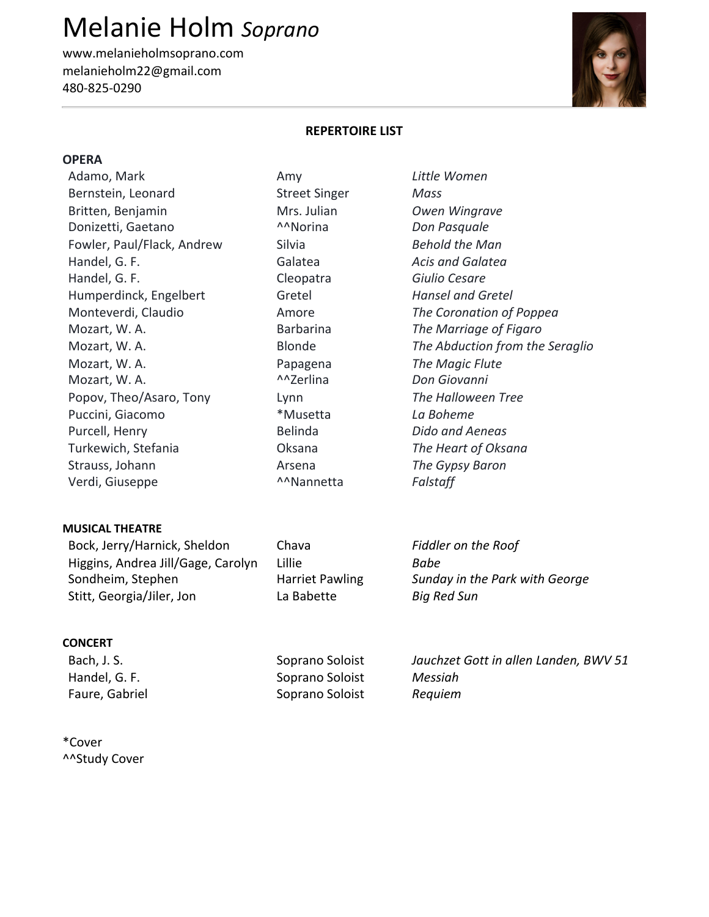# Melanie Holm *Soprano*

www.melanieholmsoprano.com
melanieholm22@gmail.com
480-825-0290

**REPERTOIRE LIST**

**OPERA**

| | | |
|---|---|---|
| Adamo, Mark | Amy | *Little Women* |
| Bernstein, Leonard | Street Singer | *Mass* |
| Britten, Benjamin | Mrs. Julian | *Owen Wingrave* |
| Donizetti, Gaetano | ^^Norina | *Don Pasquale* |
| Fowler, Paul/Flack, Andrew | Silvia | *Behold the Man* |
| Handel, G. F. | Galatea | *Acis and Galatea* |
| Handel, G. F. | Cleopatra | *Giulio Cesare* |
| Humperdinck, Engelbert | Gretel | *Hansel and Gretel* |
| Monteverdi, Claudio | Amore | *The Coronation of Poppea* |
| Mozart, W. A. | Barbarina | *The Marriage of Figaro* |
| Mozart, W. A. | Blonde | *The Abduction from the Seraglio* |
| Mozart, W. A. | Papagena | *The Magic Flute* |
| Mozart, W. A. | ^^Zerlina | *Don Giovanni* |
| Popov, Theo/Asaro, Tony | Lynn | *The Halloween Tree* |
| Puccini, Giacomo | *Musetta | *La Boheme* |
| Purcell, Henry | Belinda | *Dido and Aeneas* |
| Turkewich, Stefania | Oksana | *The Heart of Oksana* |
| Strauss, Johann | Arsena | *The Gypsy Baron* |
| Verdi, Giuseppe | ^^Nannetta | *Falstaff* |

**MUSICAL THEATRE**

| | | |
|---|---|---|
| Bock, Jerry/Harnick, Sheldon | Chava | *Fiddler on the Roof* |
| Higgins, Andrea Jill/Gage, Carolyn | Lillie | *Babe* |
| Sondheim, Stephen | Harriet Pawling | *Sunday in the Park with George* |
| Stitt, Georgia/Jiler, Jon | La Babette | *Big Red Sun* |

**CONCERT**

| | | |
|---|---|---|
| Bach, J. S. | Soprano Soloist | *Jauchzet Gott in allen Landen, BWV 51* |
| Handel, G. F. | Soprano Soloist | *Messiah* |
| Faure, Gabriel | Soprano Soloist | *Requiem* |

*Cover
^^Study Cover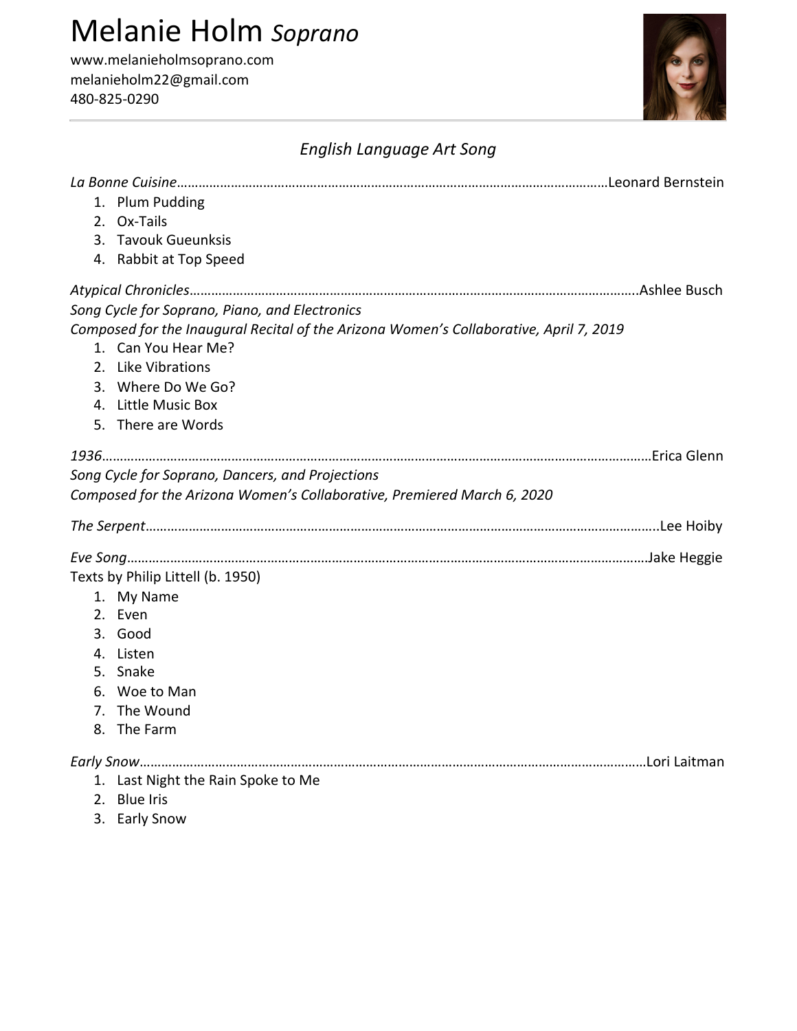# Melanie Holm *Soprano*

www.melanieholmsoprano.com
melanieholm22@gmail.com
480-825-0290

## *English Language Art Song*

*La Bonne Cuisine*……………………………………………………………………………………………………………Leonard Bernstein

1. Plum Pudding
2. Ox-Tails
3. Tavouk Gueunksis
4. Rabbit at Top Speed

*Atypical Chronicles*………………………………………………………………………………………………………………..Ashlee Busch
*Song Cycle for Soprano, Piano, and Electronics*
*Composed for the Inaugural Recital of the Arizona Women's Collaborative, April 7, 2019*

1. Can You Hear Me?
2. Like Vibrations
3. Where Do We Go?
4. Little Music Box
5. There are Words

*1936*………………………………………………………………………………………………………………………………………Erica Glenn
*Song Cycle for Soprano, Dancers, and Projections*
*Composed for the Arizona Women's Collaborative, Premiered March 6, 2020*

*The Serpent*…………………………………………………………………………………………………………………………..Lee Hoiby

*Eve Song*……………………………………………………………………………………………………………………………Jake Heggie
Texts by Philip Littell (b. 1950)

1. My Name
2. Even
3. Good
4. Listen
5. Snake
6. Woe to Man
7. The Wound
8. The Farm

*Early Snow*……………………………………………………………………………………………………………………………Lori Laitman

1. Last Night the Rain Spoke to Me
2. Blue Iris
3. Early Snow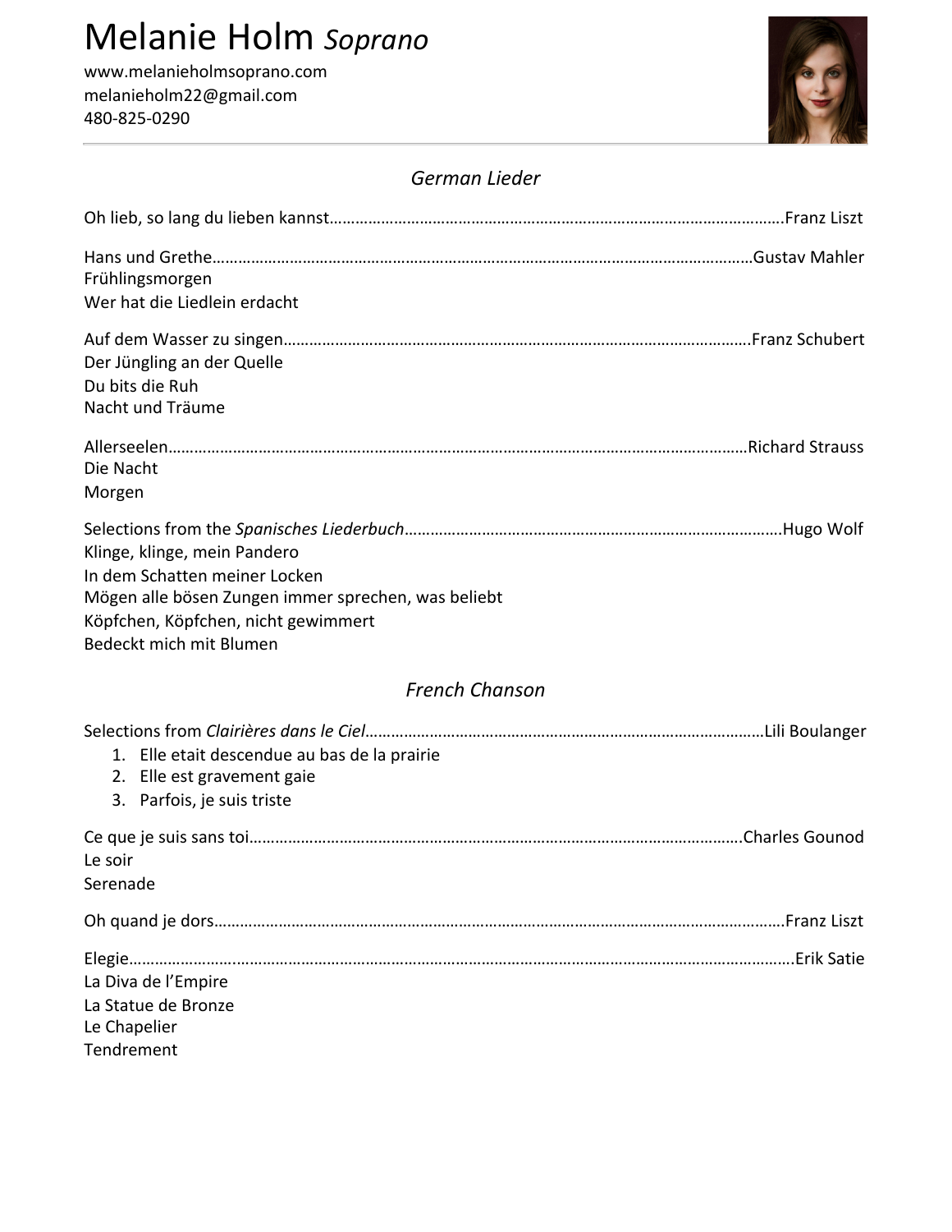# Melanie Holm *Soprano*

www.melanieholmsoprano.com
melanieholm22@gmail.com
480-825-0290

## *German Lieder*

Oh lieb, so lang du lieben kannst……………………………………………………………………………………………….Franz Liszt

Hans und Grethe……………………………………………………………………………………………………………Gustav Mahler
Frühlingsmorgen
Wer hat die Liedlein erdacht

Auf dem Wasser zu singen…………………………………………………………………………………………………Franz Schubert
Der Jüngling an der Quelle
Du bits die Ruh
Nacht und Träume

Allerseelen………………………………………………………………………………………………………………………Richard Strauss
Die Nacht
Morgen

Selections from the *Spanisches Liederbuch*……………………………………………………………………………….Hugo Wolf
Klinge, klinge, mein Pandero
In dem Schatten meiner Locken
Mögen alle bösen Zungen immer sprechen, was beliebt
Köpfchen, Köpfchen, nicht gewimmert
Bedeckt mich mit Blumen

## *French Chanson*

Selections from *Clairières dans le Ciel*…………………………………………………………………………………Lili Boulanger

1. Elle etait descendue au bas de la prairie
2. Elle est gravement gaie
3. Parfois, je suis triste

Ce que je suis sans toi……………………………………………………………………………………………………….Charles Gounod
Le soir
Serenade

Oh quand je dors………………………………………………………………………………………………………………Franz Liszt

Elegie……………………………………………………………………………………………………………………………….Erik Satie
La Diva de l'Empire
La Statue de Bronze
Le Chapelier
Tendrement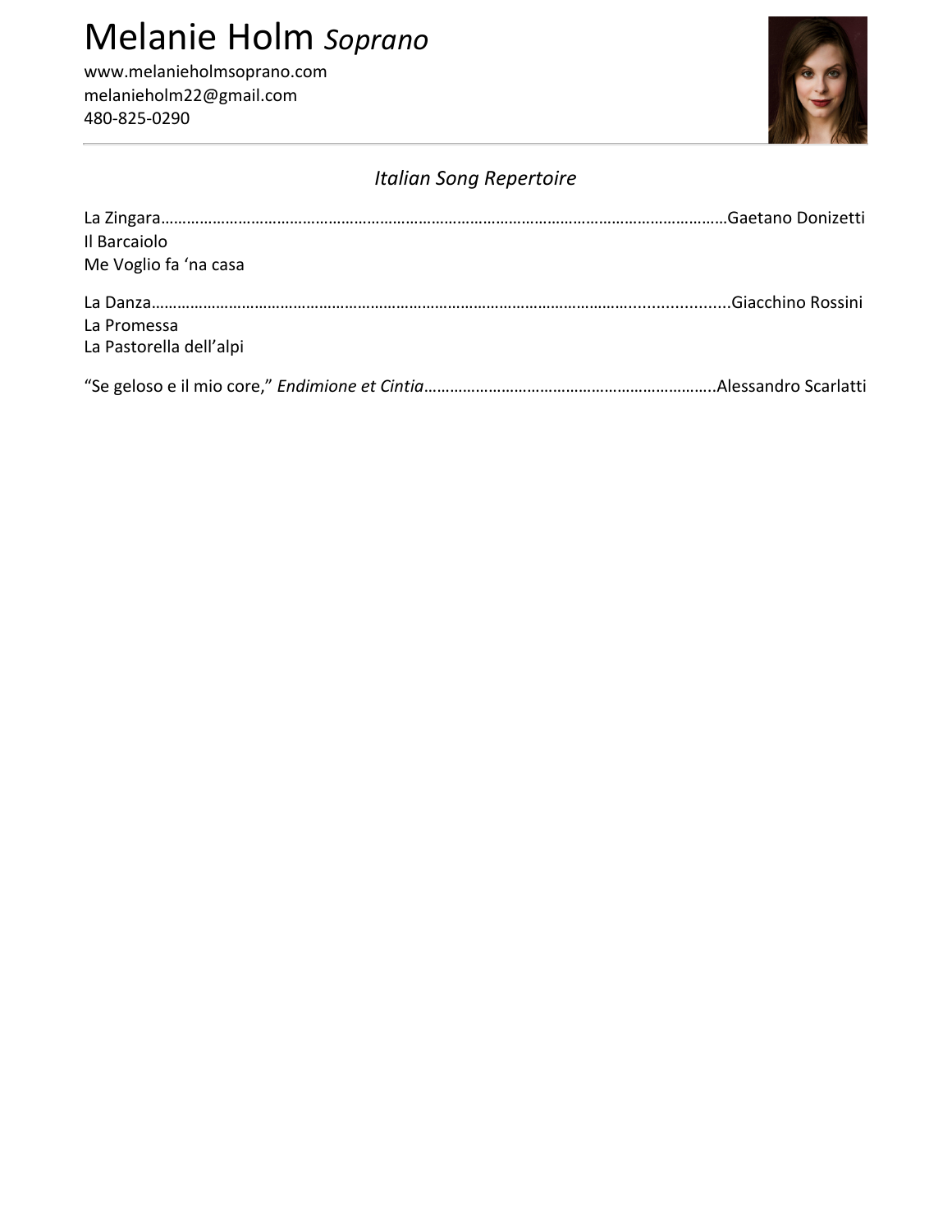# Melanie Holm *Soprano*

www.melanieholmsoprano.com
melanieholm22@gmail.com
480-825-0290

## *Italian Song Repertoire*

La Zingara……………………………………………………………………………………………………………………Gaetano Donizetti
Il Barcaiolo
Me Voglio fa 'na casa

La Danza……………………………………………………………………………………………………......................Giacchino Rossini
La Promessa
La Pastorella dell'alpi

"Se geloso e il mio core," *Endimione et Cintia*…………………………………………………………..Alessandro Scarlatti